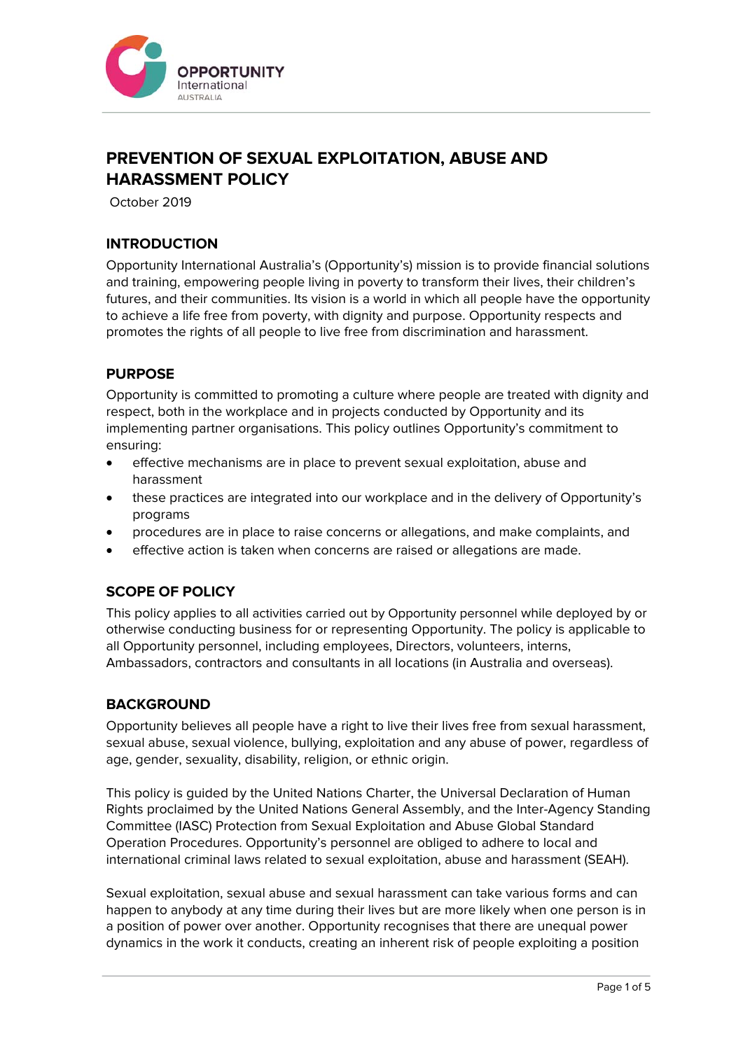# PREVENTION OF SEXUAL EXPLOITATION, ABUSE AND HARASSMENT POLICY

October 2019

## INTRODUCTION

Opportunity International Australia's (Opportunity's) mission is to provide financial solutions and training, empowering people living in poverty to transform their lives, their children's futures, and their communities. Its vision is a world in which all people have the opportunity to achieve a life free from poverty, with dignity and purpose. Opportunity respects and promotes the rights of all people to live free from discrimination and harassment.

## PURPOSE

Opportunity is committed to promoting a culture where people are treated with dignity and respect, both in the workplace and in projects conducted by Opportunity and its implementing partner organisations. This policy outlines Opportunity's commitment to ensuring:

- effective mechanisms are in place to prevent sexual exploitation, abuse and harassment
- these practices are integrated into our workplace and in the delivery of Opportunity's programs
- procedures are in place to raise concerns or allegations, and make complaints, and
- effective action is taken when concerns are raised or allegations are made.

## SCOPE OF POLICY

This policy applies to all activities carried out by Opportunity personnel while deployed by or otherwise conducting business for or representing Opportunity. The policy is applicable to all Opportunity personnel, including employees, Directors, volunteers, interns, Ambassadors, contractors and consultants in all locations (in Australia and overseas).

## BACKGROUND

Opportunity believes all people have a right to live their lives free from sexual harassment, sexual abuse, sexual violence, bullying, exploitation and any abuse of power, regardless of age, gender, sexuality, disability, religion, or ethnic origin.

This policy is guided by the United Nations Charter, the Universal Declaration of Human Rights proclaimed by the United Nations General Assembly, and the Inter-Agency Standing Committee (IASC) Protection from Sexual Exploitation and Abuse Global Standard Operation Procedures. Opportunity's personnel are obliged to adhere to local and international criminal laws related to sexual exploitation, abuse and harassment (SEAH).

Sexual exploitation, sexual abuse and sexual harassment can take various forms and can happen to anybody at any time during their lives but are more likely when one person is in a position of power over another. Opportunity recognises that there are unequal power dynamics in the work it conducts, creating an inherent risk of people exploiting a position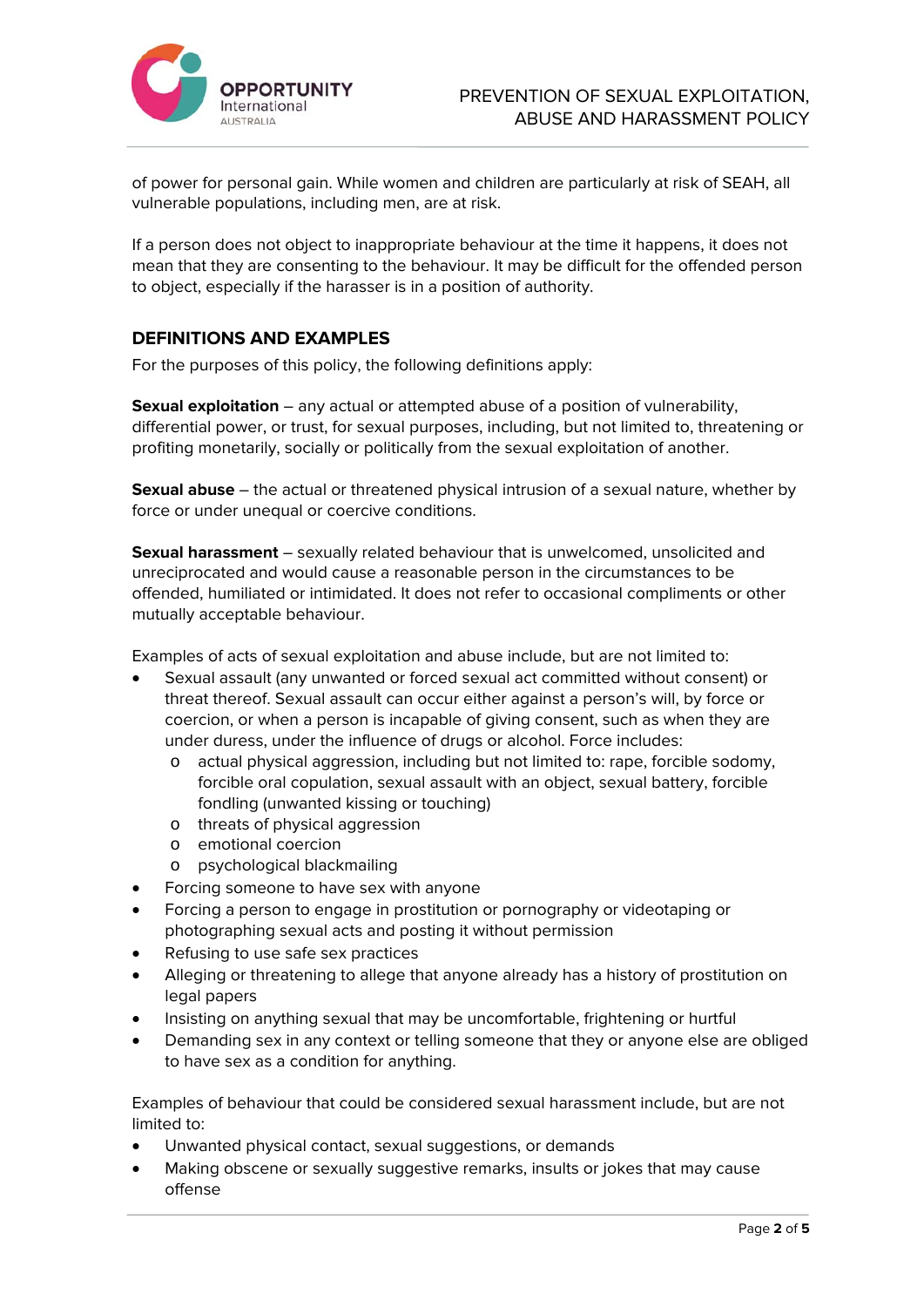of power for personal gain. While women and children are particularly at risk of SEAH, all vulnerable populations, including men, are at risk.

If a person does not object to inappropriate behaviour at the time it happens, it does not mean that they are consenting to the behaviour. It may be difficult for the offended person to object, especially if the harasser is in a position of authority.

## DEFINITIONS AND EXAMPLES

For the purposes of this policy, the following definitions apply:

**Sexual exploitation** – any actual or attempted abuse of a position of vulnerability, differential power, or trust, for sexual purposes, including, but not limited to, threatening or profiting monetarily, socially or politically from the sexual exploitation of another.

**Sexual abuse** – the actual or threatened physical intrusion of a sexual nature, whether by force or under unequal or coercive conditions.

**Sexual harassment** – sexually related behaviour that is unwelcomed, unsolicited and unreciprocated and would cause a reasonable person in the circumstances to be offended, humiliated or intimidated. It does not refer to occasional compliments or other mutually acceptable behaviour.

Examples of acts of sexual exploitation and abuse include, but are not limited to:

- Sexual assault (any unwanted or forced sexual act committed without consent) or threat thereof. Sexual assault can occur either against a person's will, by force or coercion, or when a person is incapable of giving consent, such as when they are under duress, under the influence of drugs or alcohol. Force includes:
  - actual physical aggression, including but not limited to: rape, forcible sodomy, forcible oral copulation, sexual assault with an object, sexual battery, forcible fondling (unwanted kissing or touching)
  - threats of physical aggression
  - emotional coercion
  - psychological blackmailing
- Forcing someone to have sex with anyone
- Forcing a person to engage in prostitution or pornography or videotaping or photographing sexual acts and posting it without permission
- Refusing to use safe sex practices
- Alleging or threatening to allege that anyone already has a history of prostitution on legal papers
- Insisting on anything sexual that may be uncomfortable, frightening or hurtful
- Demanding sex in any context or telling someone that they or anyone else are obliged to have sex as a condition for anything.

Examples of behaviour that could be considered sexual harassment include, but are not limited to:

- Unwanted physical contact, sexual suggestions, or demands
- Making obscene or sexually suggestive remarks, insults or jokes that may cause offense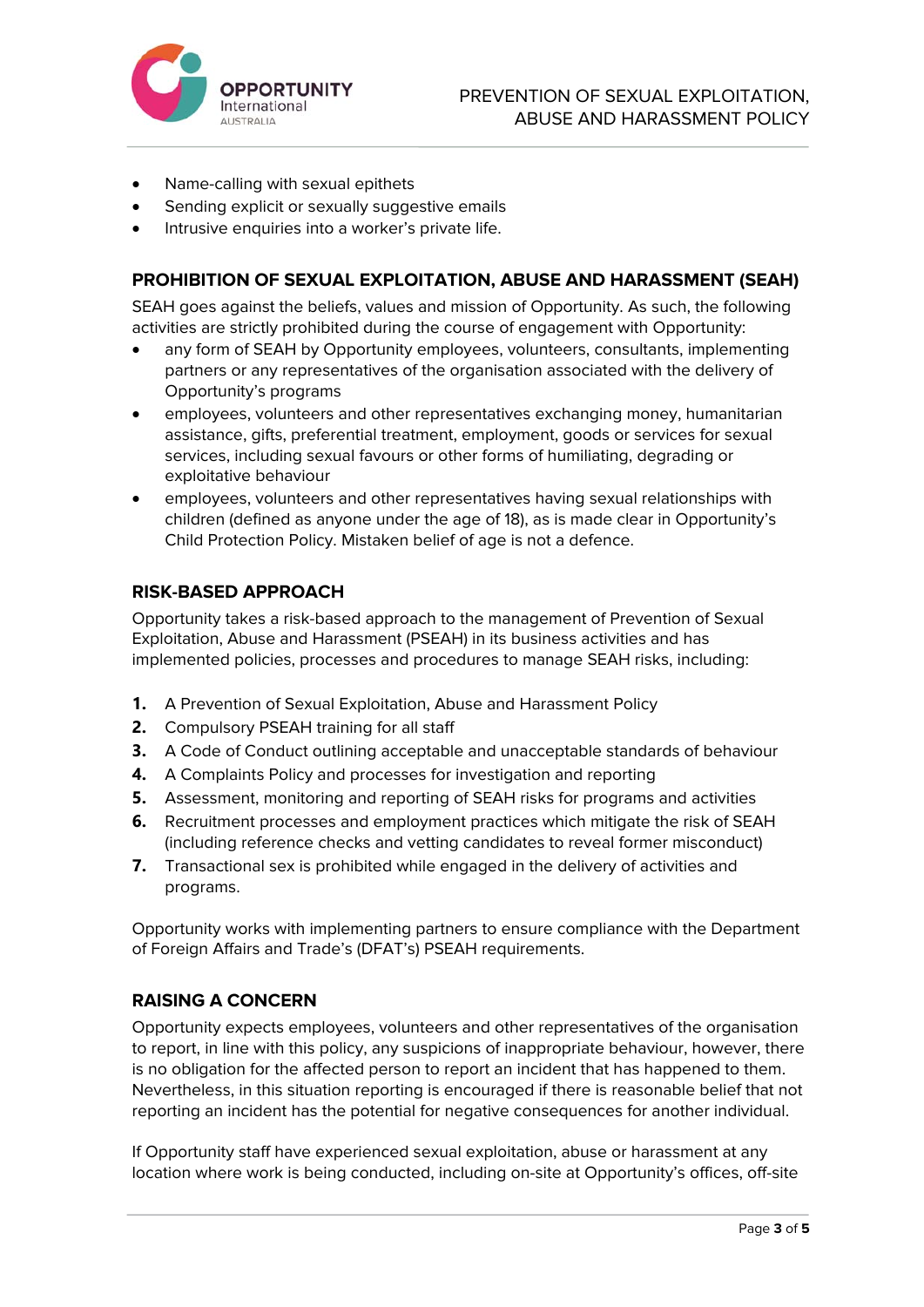- Name-calling with sexual epithets
- Sending explicit or sexually suggestive emails
- Intrusive enquiries into a worker's private life.

## PROHIBITION OF SEXUAL EXPLOITATION, ABUSE AND HARASSMENT (SEAH)

SEAH goes against the beliefs, values and mission of Opportunity. As such, the following activities are strictly prohibited during the course of engagement with Opportunity:

- any form of SEAH by Opportunity employees, volunteers, consultants, implementing partners or any representatives of the organisation associated with the delivery of Opportunity's programs
- employees, volunteers and other representatives exchanging money, humanitarian assistance, gifts, preferential treatment, employment, goods or services for sexual services, including sexual favours or other forms of humiliating, degrading or exploitative behaviour
- employees, volunteers and other representatives having sexual relationships with children (defined as anyone under the age of 18), as is made clear in Opportunity's Child Protection Policy. Mistaken belief of age is not a defence.

## RISK-BASED APPROACH

Opportunity takes a risk-based approach to the management of Prevention of Sexual Exploitation, Abuse and Harassment (PSEAH) in its business activities and has implemented policies, processes and procedures to manage SEAH risks, including:

1. A Prevention of Sexual Exploitation, Abuse and Harassment Policy
2. Compulsory PSEAH training for all staff
3. A Code of Conduct outlining acceptable and unacceptable standards of behaviour
4. A Complaints Policy and processes for investigation and reporting
5. Assessment, monitoring and reporting of SEAH risks for programs and activities
6. Recruitment processes and employment practices which mitigate the risk of SEAH (including reference checks and vetting candidates to reveal former misconduct)
7. Transactional sex is prohibited while engaged in the delivery of activities and programs.

Opportunity works with implementing partners to ensure compliance with the Department of Foreign Affairs and Trade's (DFAT's) PSEAH requirements.

## RAISING A CONCERN

Opportunity expects employees, volunteers and other representatives of the organisation to report, in line with this policy, any suspicions of inappropriate behaviour, however, there is no obligation for the affected person to report an incident that has happened to them. Nevertheless, in this situation reporting is encouraged if there is reasonable belief that not reporting an incident has the potential for negative consequences for another individual.

If Opportunity staff have experienced sexual exploitation, abuse or harassment at any location where work is being conducted, including on-site at Opportunity's offices, off-site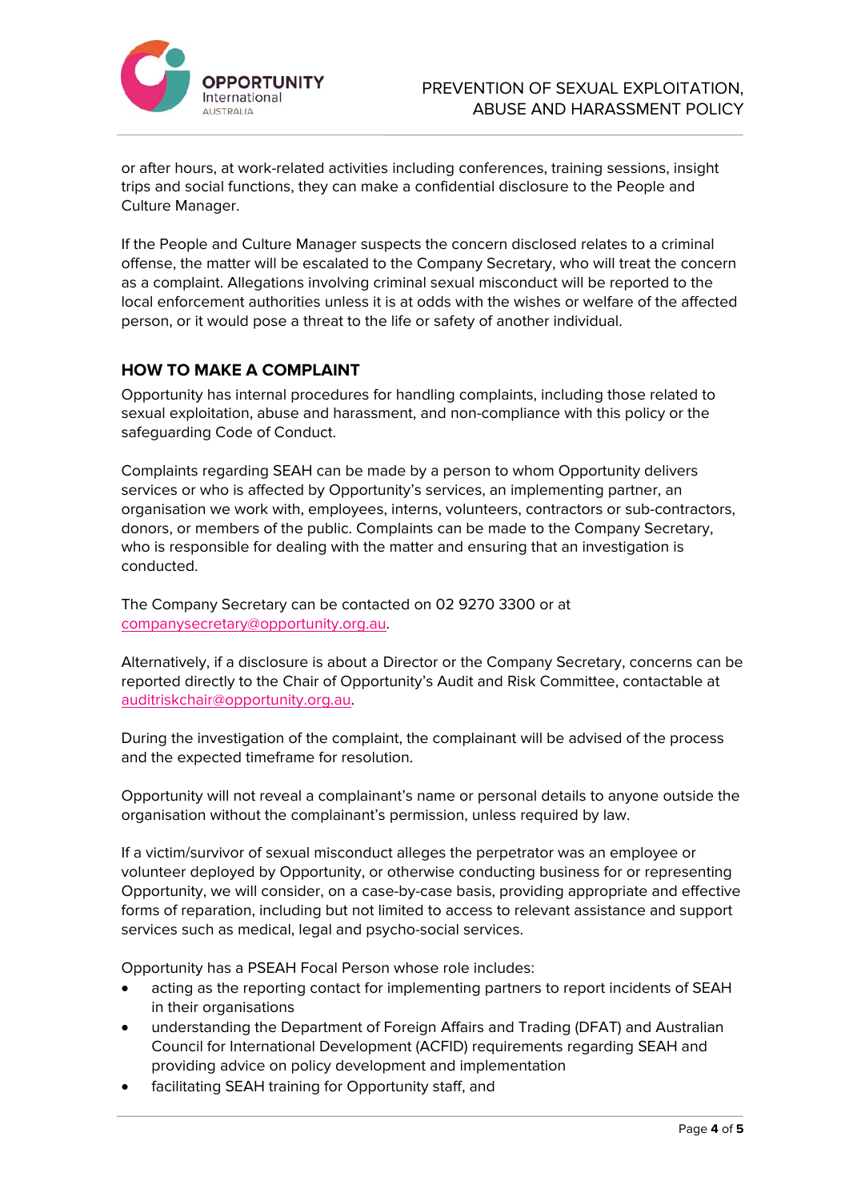or after hours, at work-related activities including conferences, training sessions, insight trips and social functions, they can make a confidential disclosure to the People and Culture Manager.

If the People and Culture Manager suspects the concern disclosed relates to a criminal offense, the matter will be escalated to the Company Secretary, who will treat the concern as a complaint. Allegations involving criminal sexual misconduct will be reported to the local enforcement authorities unless it is at odds with the wishes or welfare of the affected person, or it would pose a threat to the life or safety of another individual.

## HOW TO MAKE A COMPLAINT

Opportunity has internal procedures for handling complaints, including those related to sexual exploitation, abuse and harassment, and non-compliance with this policy or the safeguarding Code of Conduct.

Complaints regarding SEAH can be made by a person to whom Opportunity delivers services or who is affected by Opportunity's services, an implementing partner, an organisation we work with, employees, interns, volunteers, contractors or sub-contractors, donors, or members of the public. Complaints can be made to the Company Secretary, who is responsible for dealing with the matter and ensuring that an investigation is conducted.

The Company Secretary can be contacted on 02 9270 3300 or at companysecretary@opportunity.org.au.

Alternatively, if a disclosure is about a Director or the Company Secretary, concerns can be reported directly to the Chair of Opportunity's Audit and Risk Committee, contactable at auditriskchair@opportunity.org.au.

During the investigation of the complaint, the complainant will be advised of the process and the expected timeframe for resolution.

Opportunity will not reveal a complainant's name or personal details to anyone outside the organisation without the complainant's permission, unless required by law.

If a victim/survivor of sexual misconduct alleges the perpetrator was an employee or volunteer deployed by Opportunity, or otherwise conducting business for or representing Opportunity, we will consider, on a case-by-case basis, providing appropriate and effective forms of reparation, including but not limited to access to relevant assistance and support services such as medical, legal and psycho-social services.

Opportunity has a PSEAH Focal Person whose role includes:

- acting as the reporting contact for implementing partners to report incidents of SEAH in their organisations
- understanding the Department of Foreign Affairs and Trading (DFAT) and Australian Council for International Development (ACFID) requirements regarding SEAH and providing advice on policy development and implementation
- facilitating SEAH training for Opportunity staff, and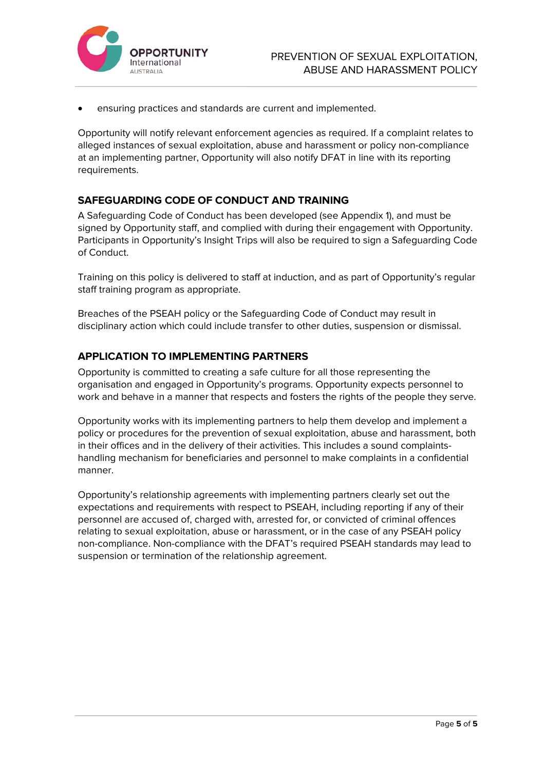- ensuring practices and standards are current and implemented.

Opportunity will notify relevant enforcement agencies as required. If a complaint relates to alleged instances of sexual exploitation, abuse and harassment or policy non-compliance at an implementing partner, Opportunity will also notify DFAT in line with its reporting requirements.

## SAFEGUARDING CODE OF CONDUCT AND TRAINING

A Safeguarding Code of Conduct has been developed (see Appendix 1), and must be signed by Opportunity staff, and complied with during their engagement with Opportunity. Participants in Opportunity's Insight Trips will also be required to sign a Safeguarding Code of Conduct.

Training on this policy is delivered to staff at induction, and as part of Opportunity's regular staff training program as appropriate.

Breaches of the PSEAH policy or the Safeguarding Code of Conduct may result in disciplinary action which could include transfer to other duties, suspension or dismissal.

## APPLICATION TO IMPLEMENTING PARTNERS

Opportunity is committed to creating a safe culture for all those representing the organisation and engaged in Opportunity's programs. Opportunity expects personnel to work and behave in a manner that respects and fosters the rights of the people they serve.

Opportunity works with its implementing partners to help them develop and implement a policy or procedures for the prevention of sexual exploitation, abuse and harassment, both in their offices and in the delivery of their activities. This includes a sound complaints-handling mechanism for beneficiaries and personnel to make complaints in a confidential manner.

Opportunity's relationship agreements with implementing partners clearly set out the expectations and requirements with respect to PSEAH, including reporting if any of their personnel are accused of, charged with, arrested for, or convicted of criminal offences relating to sexual exploitation, abuse or harassment, or in the case of any PSEAH policy non-compliance. Non-compliance with the DFAT's required PSEAH standards may lead to suspension or termination of the relationship agreement.